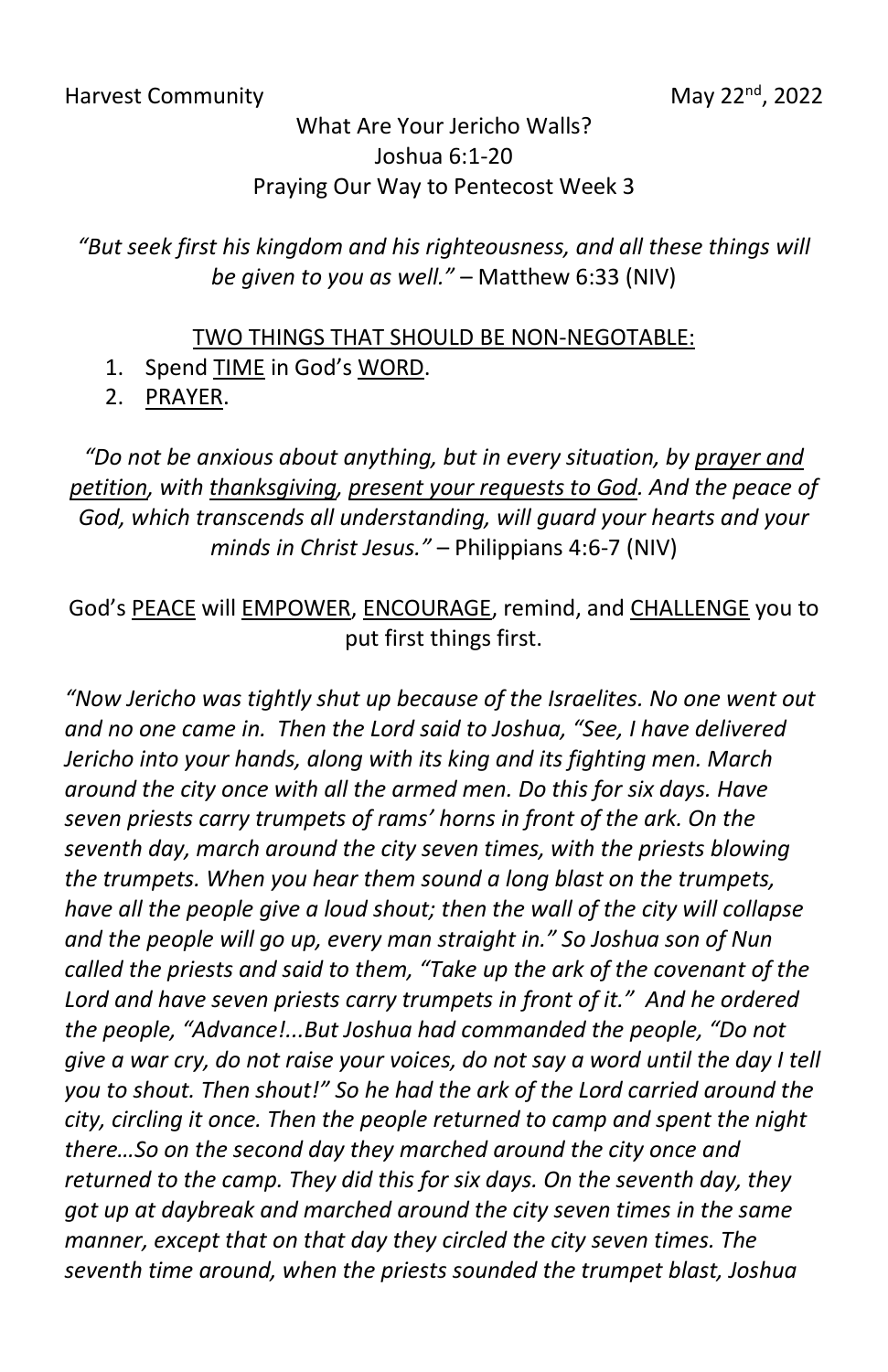Harvest Community

May 22nd, 2022

What Are Your Jericho Walls?
Joshua 6:1-20
Praying Our Way to Pentecost Week 3

*"But seek first his kingdom and his righteousness, and all these things will be given to you as well."* – Matthew 6:33 (NIV)

<u>TWO THINGS THAT SHOULD BE NON-NEGOTABLE:</u>

1. Spend <u>TIME</u> in God's <u>WORD</u>.
2. <u>PRAYER</u>.

*"Do not be anxious about anything, but in every situation, by <u>prayer and petition</u>, with <u>thanksgiving</u>, <u>present your requests to God</u>. And the peace of God, which transcends all understanding, will guard your hearts and your minds in Christ Jesus."* – Philippians 4:6-7 (NIV)

God's <u>PEACE</u> will <u>EMPOWER</u>, <u>ENCOURAGE</u>, remind, and <u>CHALLENGE</u> you to put first things first.

*"Now Jericho was tightly shut up because of the Israelites. No one went out and no one came in. Then the Lord said to Joshua, "See, I have delivered Jericho into your hands, along with its king and its fighting men. March around the city once with all the armed men. Do this for six days. Have seven priests carry trumpets of rams' horns in front of the ark. On the seventh day, march around the city seven times, with the priests blowing the trumpets. When you hear them sound a long blast on the trumpets, have all the people give a loud shout; then the wall of the city will collapse and the people will go up, every man straight in." So Joshua son of Nun called the priests and said to them, "Take up the ark of the covenant of the Lord and have seven priests carry trumpets in front of it." And he ordered the people, "Advance!...But Joshua had commanded the people, "Do not give a war cry, do not raise your voices, do not say a word until the day I tell you to shout. Then shout!" So he had the ark of the Lord carried around the city, circling it once. Then the people returned to camp and spent the night there…So on the second day they marched around the city once and returned to the camp. They did this for six days. On the seventh day, they got up at daybreak and marched around the city seven times in the same manner, except that on that day they circled the city seven times. The seventh time around, when the priests sounded the trumpet blast, Joshua*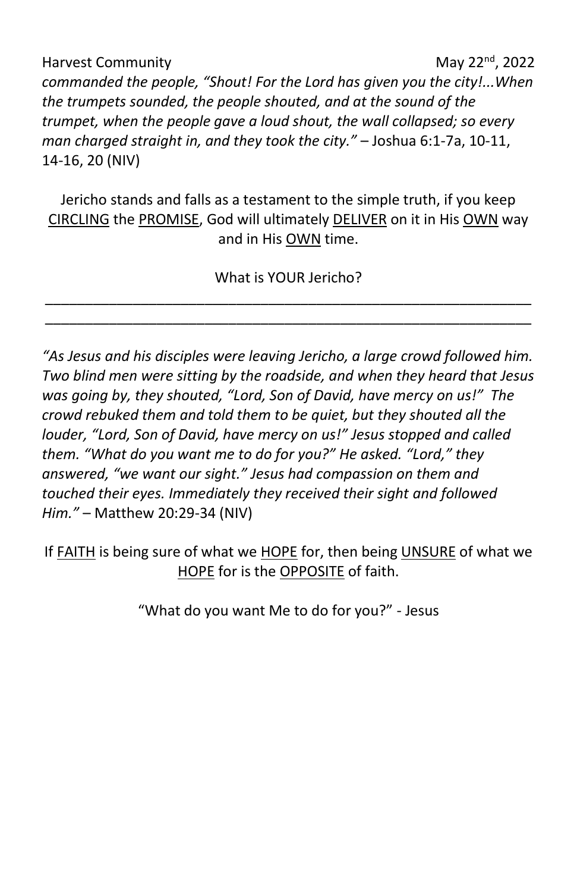*commanded the people, "Shout! For the Lord has given you the city!...When the trumpets sounded, the people shouted, and at the sound of the trumpet, when the people gave a loud shout, the wall collapsed; so every man charged straight in, and they took the city."* – Joshua 6:1-7a, 10-11, 14-16, 20 (NIV)

Jericho stands and falls as a testament to the simple truth, if you keep CIRCLING the PROMISE, God will ultimately DELIVER on it in His OWN way and in His OWN time.

What is YOUR Jericho?

_______________________________________________________________

_______________________________________________________________

*"As Jesus and his disciples were leaving Jericho, a large crowd followed him. Two blind men were sitting by the roadside, and when they heard that Jesus was going by, they shouted, "Lord, Son of David, have mercy on us!" The crowd rebuked them and told them to be quiet, but they shouted all the louder, "Lord, Son of David, have mercy on us!" Jesus stopped and called them. "What do you want me to do for you?" He asked. "Lord," they answered, "we want our sight." Jesus had compassion on them and touched their eyes. Immediately they received their sight and followed Him."* – Matthew 20:29-34 (NIV)

If FAITH is being sure of what we HOPE for, then being UNSURE of what we HOPE for is the OPPOSITE of faith.

"What do you want Me to do for you?" - Jesus